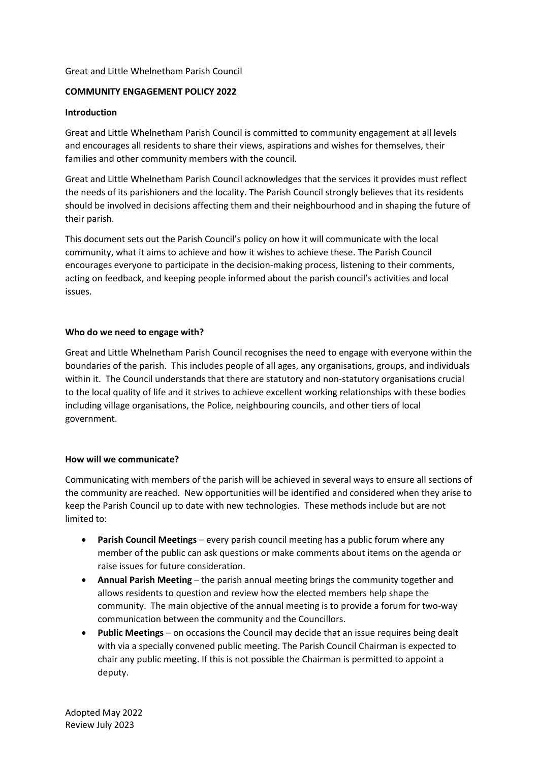Great and Little Whelnetham Parish Council

**COMMUNITY ENGAGEMENT POLICY 2022**

**Introduction**

Great and Little Whelnetham Parish Council is committed to community engagement at all levels and encourages all residents to share their views, aspirations and wishes for themselves, their families and other community members with the council.

Great and Little Whelnetham Parish Council acknowledges that the services it provides must reflect the needs of its parishioners and the locality. The Parish Council strongly believes that its residents should be involved in decisions affecting them and their neighbourhood and in shaping the future of their parish.

This document sets out the Parish Council's policy on how it will communicate with the local community, what it aims to achieve and how it wishes to achieve these. The Parish Council encourages everyone to participate in the decision-making process, listening to their comments, acting on feedback, and keeping people informed about the parish council's activities and local issues.

**Who do we need to engage with?**

Great and Little Whelnetham Parish Council recognises the need to engage with everyone within the boundaries of the parish. This includes people of all ages, any organisations, groups, and individuals within it. The Council understands that there are statutory and non-statutory organisations crucial to the local quality of life and it strives to achieve excellent working relationships with these bodies including village organisations, the Police, neighbouring councils, and other tiers of local government.

**How will we communicate?**

Communicating with members of the parish will be achieved in several ways to ensure all sections of the community are reached. New opportunities will be identified and considered when they arise to keep the Parish Council up to date with new technologies. These methods include but are not limited to:

- **Parish Council Meetings** – every parish council meeting has a public forum where any member of the public can ask questions or make comments about items on the agenda or raise issues for future consideration.
- **Annual Parish Meeting** – the parish annual meeting brings the community together and allows residents to question and review how the elected members help shape the community. The main objective of the annual meeting is to provide a forum for two-way communication between the community and the Councillors.
- **Public Meetings** – on occasions the Council may decide that an issue requires being dealt with via a specially convened public meeting. The Parish Council Chairman is expected to chair any public meeting. If this is not possible the Chairman is permitted to appoint a deputy.

Adopted May 2022
Review July 2023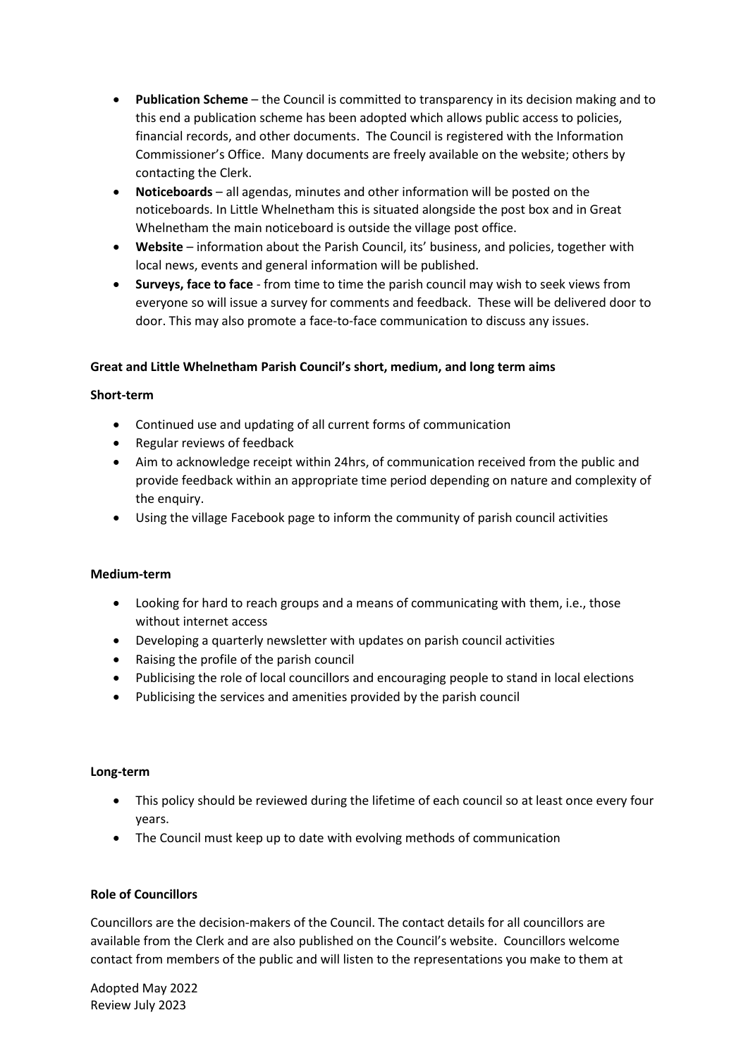- **Publication Scheme** – the Council is committed to transparency in its decision making and to this end a publication scheme has been adopted which allows public access to policies, financial records, and other documents. The Council is registered with the Information Commissioner's Office. Many documents are freely available on the website; others by contacting the Clerk.
- **Noticeboards** – all agendas, minutes and other information will be posted on the noticeboards. In Little Whelnetham this is situated alongside the post box and in Great Whelnetham the main noticeboard is outside the village post office.
- **Website** – information about the Parish Council, its' business, and policies, together with local news, events and general information will be published.
- **Surveys, face to face** - from time to time the parish council may wish to seek views from everyone so will issue a survey for comments and feedback. These will be delivered door to door. This may also promote a face-to-face communication to discuss any issues.

**Great and Little Whelnetham Parish Council's short, medium, and long term aims**

**Short-term**

- Continued use and updating of all current forms of communication
- Regular reviews of feedback
- Aim to acknowledge receipt within 24hrs, of communication received from the public and provide feedback within an appropriate time period depending on nature and complexity of the enquiry.
- Using the village Facebook page to inform the community of parish council activities

**Medium-term**

- Looking for hard to reach groups and a means of communicating with them, i.e., those without internet access
- Developing a quarterly newsletter with updates on parish council activities
- Raising the profile of the parish council
- Publicising the role of local councillors and encouraging people to stand in local elections
- Publicising the services and amenities provided by the parish council

**Long-term**

- This policy should be reviewed during the lifetime of each council so at least once every four years.
- The Council must keep up to date with evolving methods of communication

**Role of Councillors**

Councillors are the decision-makers of the Council. The contact details for all councillors are available from the Clerk and are also published on the Council's website. Councillors welcome contact from members of the public and will listen to the representations you make to them at

Adopted May 2022
Review July 2023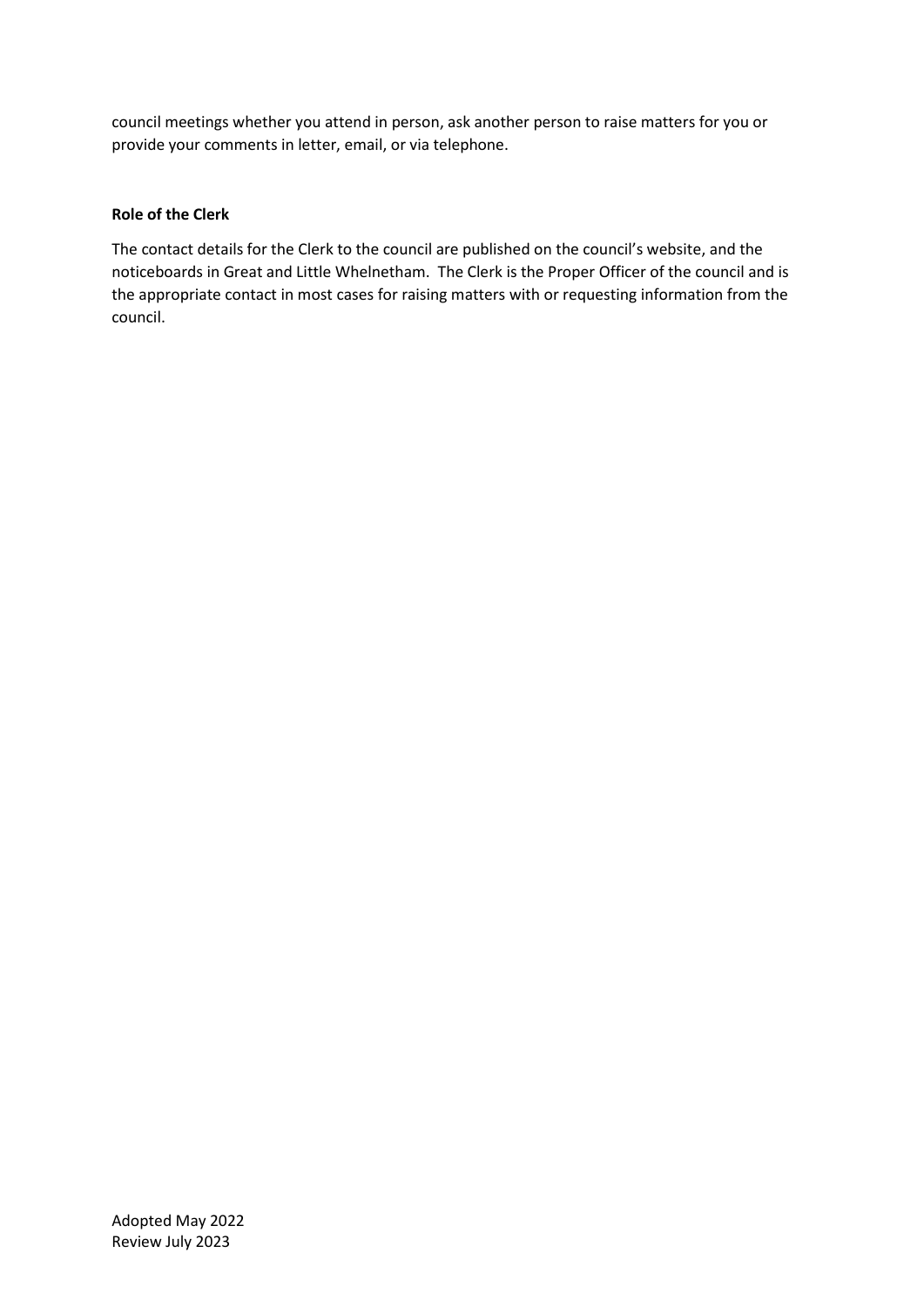council meetings whether you attend in person, ask another person to raise matters for you or provide your comments in letter, email, or via telephone.

**Role of the Clerk**

The contact details for the Clerk to the council are published on the council's website, and the noticeboards in Great and Little Whelnetham. The Clerk is the Proper Officer of the council and is the appropriate contact in most cases for raising matters with or requesting information from the council.

Adopted May 2022
Review July 2023